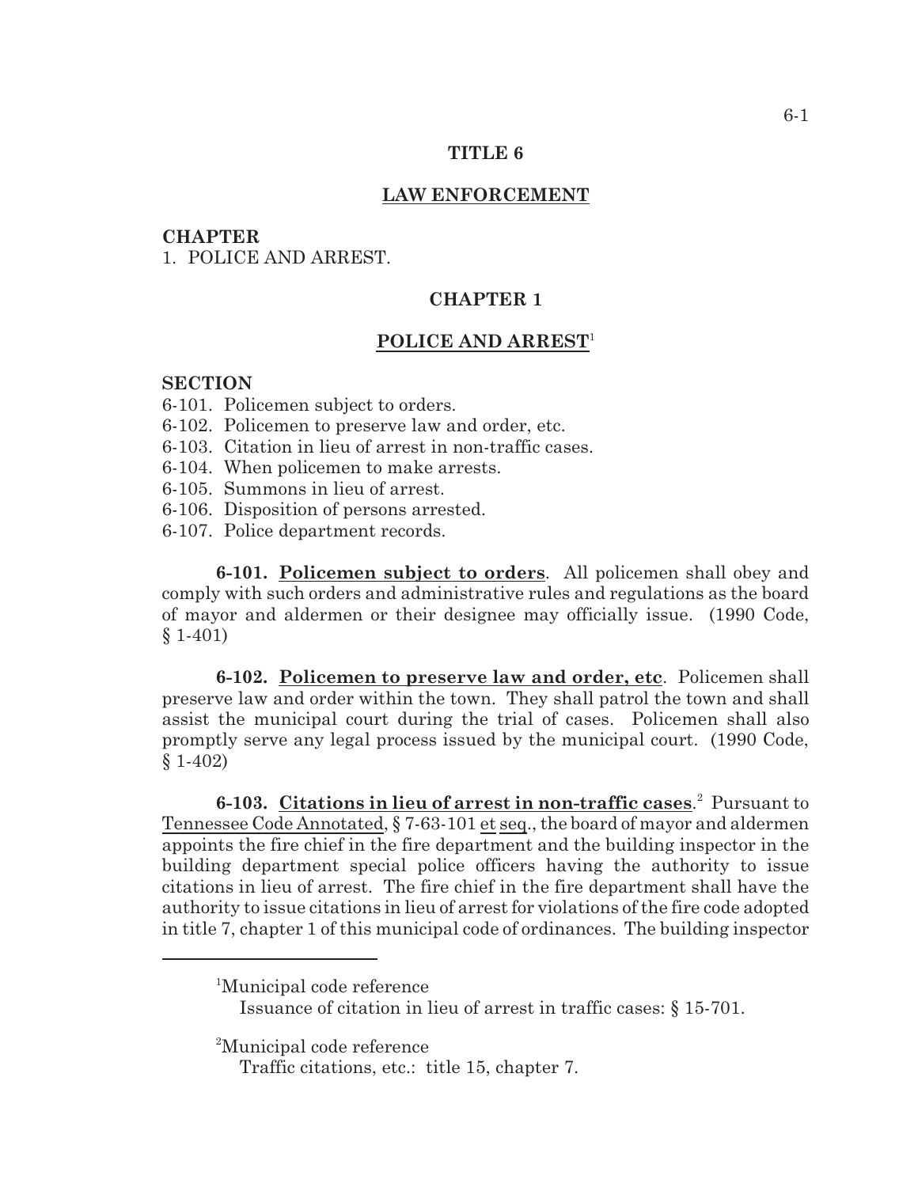# TITLE 6

## LAW ENFORCEMENT

**CHAPTER**

1. POLICE AND ARREST.

## CHAPTER 1

## POLICE AND ARREST[1]

**SECTION**

6-101. Policemen subject to orders.
6-102. Policemen to preserve law and order, etc.
6-103. Citation in lieu of arrest in non-traffic cases.
6-104. When policemen to make arrests.
6-105. Summons in lieu of arrest.
6-106. Disposition of persons arrested.
6-107. Police department records.

**6-101. Policemen subject to orders**. All policemen shall obey and comply with such orders and administrative rules and regulations as the board of mayor and aldermen or their designee may officially issue. (1990 Code, § 1-401)

**6-102. Policemen to preserve law and order, etc**. Policemen shall preserve law and order within the town. They shall patrol the town and shall assist the municipal court during the trial of cases. Policemen shall also promptly serve any legal process issued by the municipal court. (1990 Code, § 1-402)

**6-103. Citations in lieu of arrest in non-traffic cases**.[2] Pursuant to Tennessee Code Annotated, § 7-63-101 et seq., the board of mayor and aldermen appoints the fire chief in the fire department and the building inspector in the building department special police officers having the authority to issue citations in lieu of arrest. The fire chief in the fire department shall have the authority to issue citations in lieu of arrest for violations of the fire code adopted in title 7, chapter 1 of this municipal code of ordinances. The building inspector

---

[1]Municipal code reference
Issuance of citation in lieu of arrest in traffic cases: § 15-701.

[2]Municipal code reference
Traffic citations, etc.: title 15, chapter 7.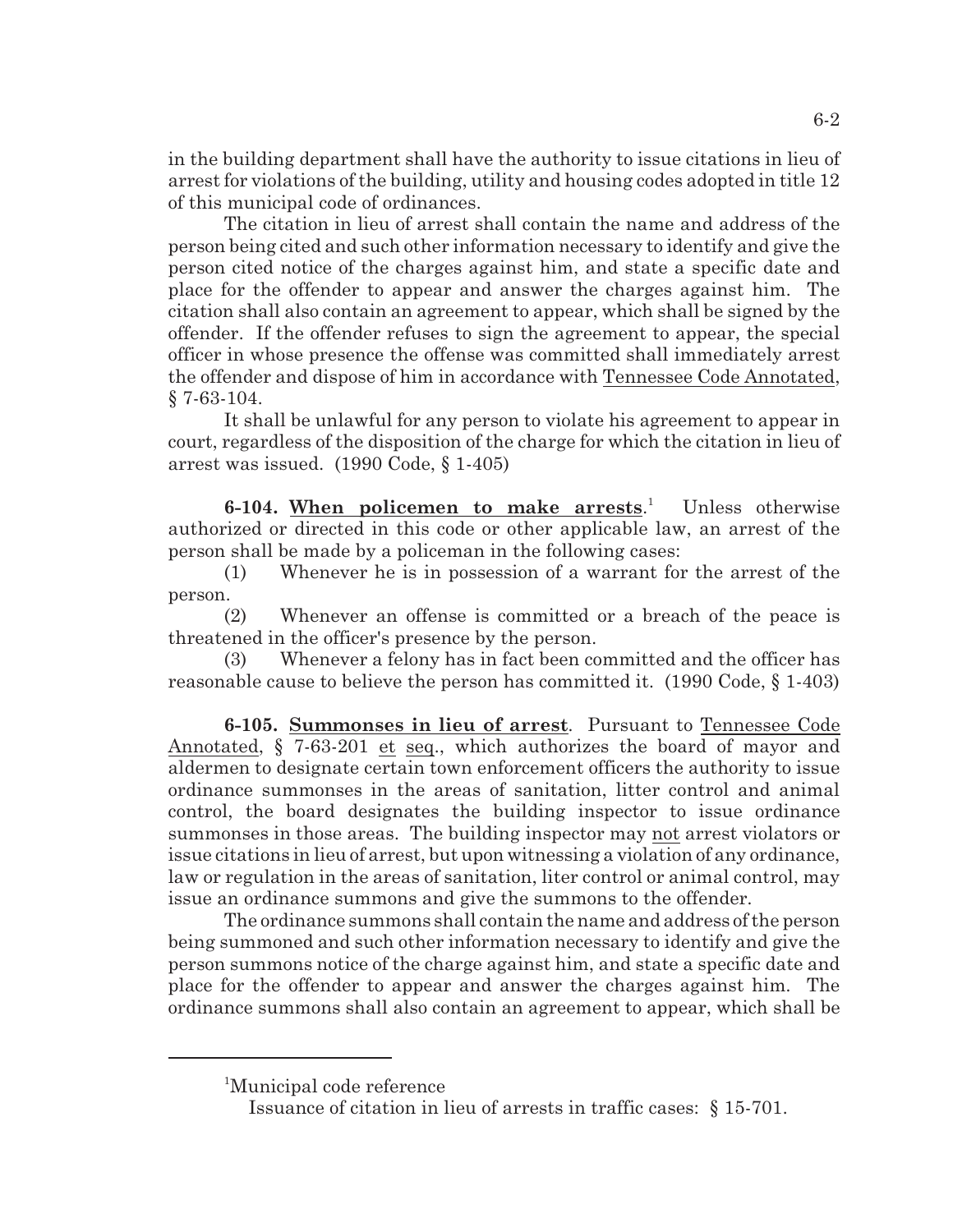in the building department shall have the authority to issue citations in lieu of arrest for violations of the building, utility and housing codes adopted in title 12 of this municipal code of ordinances.

The citation in lieu of arrest shall contain the name and address of the person being cited and such other information necessary to identify and give the person cited notice of the charges against him, and state a specific date and place for the offender to appear and answer the charges against him. The citation shall also contain an agreement to appear, which shall be signed by the offender. If the offender refuses to sign the agreement to appear, the special officer in whose presence the offense was committed shall immediately arrest the offender and dispose of him in accordance with Tennessee Code Annotated, § 7-63-104.

It shall be unlawful for any person to violate his agreement to appear in court, regardless of the disposition of the charge for which the citation in lieu of arrest was issued. (1990 Code, § 1-405)

**6-104. When policemen to make arrests**.[1] Unless otherwise authorized or directed in this code or other applicable law, an arrest of the person shall be made by a policeman in the following cases:

(1) Whenever he is in possession of a warrant for the arrest of the person.

(2) Whenever an offense is committed or a breach of the peace is threatened in the officer's presence by the person.

(3) Whenever a felony has in fact been committed and the officer has reasonable cause to believe the person has committed it. (1990 Code, § 1-403)

**6-105. Summonses in lieu of arrest**. Pursuant to Tennessee Code Annotated, § 7-63-201 et seq., which authorizes the board of mayor and aldermen to designate certain town enforcement officers the authority to issue ordinance summonses in the areas of sanitation, litter control and animal control, the board designates the building inspector to issue ordinance summonses in those areas. The building inspector may not arrest violators or issue citations in lieu of arrest, but upon witnessing a violation of any ordinance, law or regulation in the areas of sanitation, liter control or animal control, may issue an ordinance summons and give the summons to the offender.

The ordinance summons shall contain the name and address of the person being summoned and such other information necessary to identify and give the person summons notice of the charge against him, and state a specific date and place for the offender to appear and answer the charges against him. The ordinance summons shall also contain an agreement to appear, which shall be

---

[1]Municipal code reference

Issuance of citation in lieu of arrests in traffic cases: § 15-701.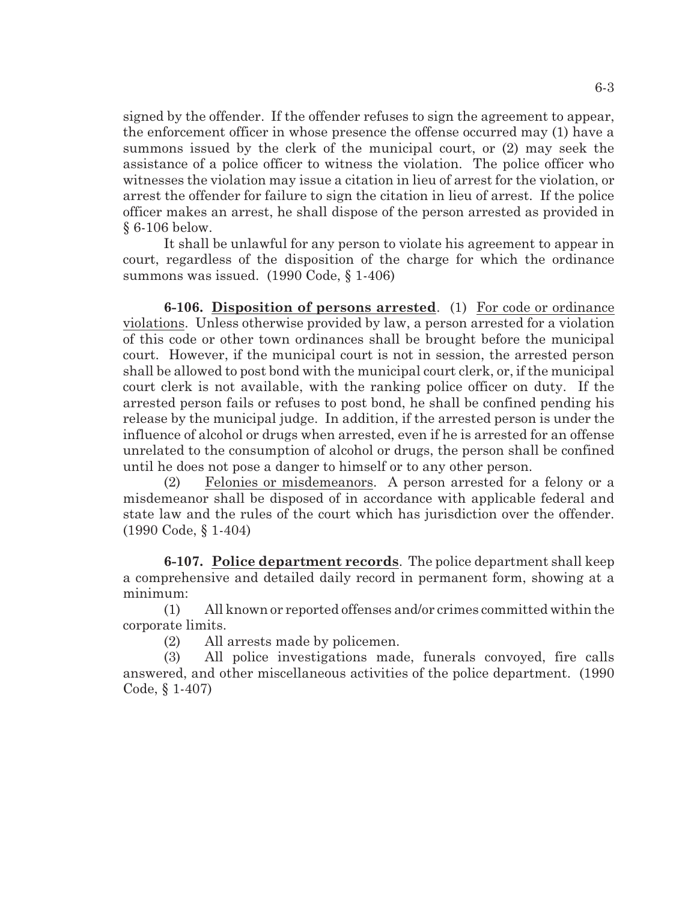signed by the offender. If the offender refuses to sign the agreement to appear, the enforcement officer in whose presence the offense occurred may (1) have a summons issued by the clerk of the municipal court, or (2) may seek the assistance of a police officer to witness the violation. The police officer who witnesses the violation may issue a citation in lieu of arrest for the violation, or arrest the offender for failure to sign the citation in lieu of arrest. If the police officer makes an arrest, he shall dispose of the person arrested as provided in § 6-106 below.

It shall be unlawful for any person to violate his agreement to appear in court, regardless of the disposition of the charge for which the ordinance summons was issued. (1990 Code, § 1-406)

**6-106. Disposition of persons arrested**. (1) For code or ordinance violations. Unless otherwise provided by law, a person arrested for a violation of this code or other town ordinances shall be brought before the municipal court. However, if the municipal court is not in session, the arrested person shall be allowed to post bond with the municipal court clerk, or, if the municipal court clerk is not available, with the ranking police officer on duty. If the arrested person fails or refuses to post bond, he shall be confined pending his release by the municipal judge. In addition, if the arrested person is under the influence of alcohol or drugs when arrested, even if he is arrested for an offense unrelated to the consumption of alcohol or drugs, the person shall be confined until he does not pose a danger to himself or to any other person.

(2) Felonies or misdemeanors. A person arrested for a felony or a misdemeanor shall be disposed of in accordance with applicable federal and state law and the rules of the court which has jurisdiction over the offender. (1990 Code, § 1-404)

**6-107. Police department records**. The police department shall keep a comprehensive and detailed daily record in permanent form, showing at a minimum:

(1) All known or reported offenses and/or crimes committed within the corporate limits.

(2) All arrests made by policemen.

(3) All police investigations made, funerals convoyed, fire calls answered, and other miscellaneous activities of the police department. (1990 Code, § 1-407)